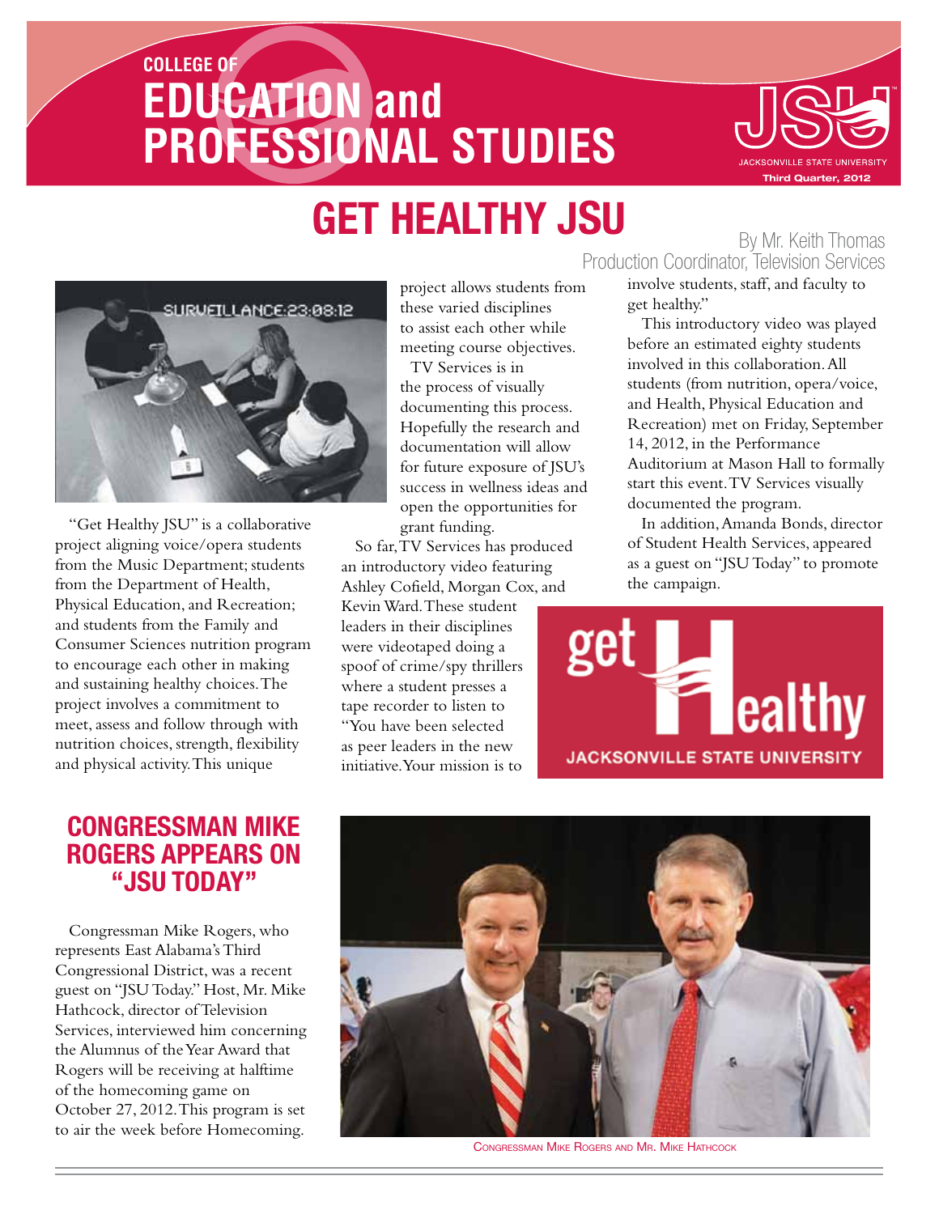# COLLEGE OF EDUCATION and PROFESSIONAL STUDIES

JACKSONVILLE STATE UNIVERSITY
Third Quarter, 2012

## GET HEALTHY JSU

By Mr. Keith Thomas
Production Coordinator, Television Services

"Get Healthy JSU" is a collaborative project aligning voice/opera students from the Music Department; students from the Department of Health, Physical Education, and Recreation; and students from the Family and Consumer Sciences nutrition program to encourage each other in making and sustaining healthy choices. The project involves a commitment to meet, assess and follow through with nutrition choices, strength, flexibility and physical activity. This unique project allows students from these varied disciplines to assist each other while meeting course objectives.

TV Services is in the process of visually documenting this process. Hopefully the research and documentation will allow for future exposure of JSU's success in wellness ideas and open the opportunities for grant funding.

So far, TV Services has produced an introductory video featuring Ashley Cofield, Morgan Cox, and Kevin Ward. These student leaders in their disciplines were videotaped doing a spoof of crime/spy thrillers where a student presses a tape recorder to listen to "You have been selected as peer leaders in the new initiative. Your mission is to involve students, staff, and faculty to get healthy."

This introductory video was played before an estimated eighty students involved in this collaboration. All students (from nutrition, opera/voice, and Health, Physical Education and Recreation) met on Friday, September 14, 2012, in the Performance Auditorium at Mason Hall to formally start this event. TV Services visually documented the program.

In addition, Amanda Bonds, director of Student Health Services, appeared as a guest on "JSU Today" to promote the campaign.

## CONGRESSMAN MIKE ROGERS APPEARS ON "JSU TODAY"

Congressman Mike Rogers, who represents East Alabama's Third Congressional District, was a recent guest on "JSU Today." Host, Mr. Mike Hathcock, director of Television Services, interviewed him concerning the Alumnus of the Year Award that Rogers will be receiving at halftime of the homecoming game on October 27, 2012. This program is set to air the week before Homecoming.

Congressman Mike Rogers and Mr. Mike Hathcock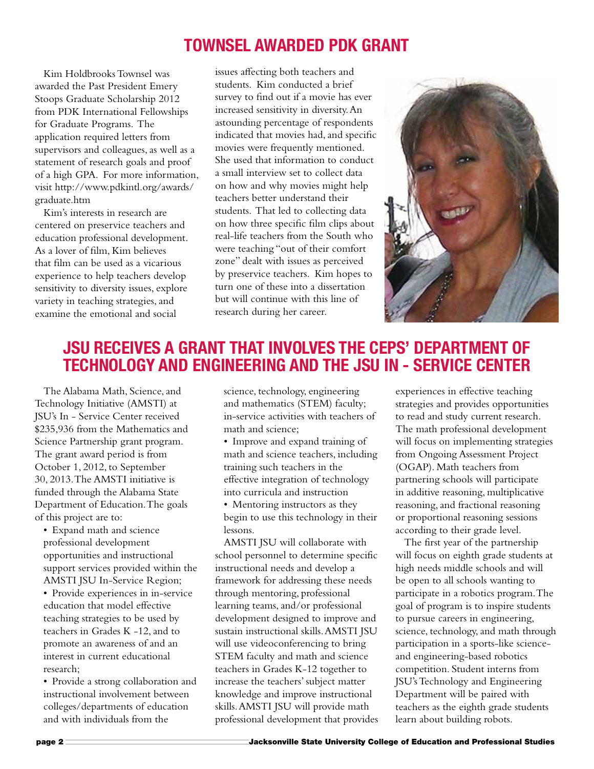## TOWNSEL AWARDED PDK GRANT

Kim Holdbrooks Townsel was awarded the Past President Emery Stoops Graduate Scholarship 2012 from PDK International Fellowships for Graduate Programs. The application required letters from supervisors and colleagues, as well as a statement of research goals and proof of a high GPA. For more information, visit http://www.pdkintl.org/awards/graduate.htm

Kim's interests in research are centered on preservice teachers and education professional development. As a lover of film, Kim believes that film can be used as a vicarious experience to help teachers develop sensitivity to diversity issues, explore variety in teaching strategies, and examine the emotional and social issues affecting both teachers and students. Kim conducted a brief survey to find out if a movie has ever increased sensitivity in diversity. An astounding percentage of respondents indicated that movies had, and specific movies were frequently mentioned. She used that information to conduct a small interview set to collect data on how and why movies might help teachers better understand their students. That led to collecting data on how three specific film clips about real-life teachers from the South who were teaching "out of their comfort zone" dealt with issues as perceived by preservice teachers. Kim hopes to turn one of these into a dissertation but will continue with this line of research during her career.

## JSU RECEIVES A GRANT THAT INVOLVES THE CEPS' DEPARTMENT OF TECHNOLOGY AND ENGINEERING AND THE JSU IN - SERVICE CENTER

The Alabama Math, Science, and Technology Initiative (AMSTI) at JSU's In - Service Center received $235,936 from the Mathematics and Science Partnership grant program. The grant award period is from October 1, 2012, to September 30, 2013. The AMSTI initiative is funded through the Alabama State Department of Education. The goals of this project are to:

- Expand math and science professional development opportunities and instructional support services provided within the AMSTI JSU In-Service Region;
- Provide experiences in in-service education that model effective teaching strategies to be used by teachers in Grades K -12, and to promote an awareness of and an interest in current educational research;
- Provide a strong collaboration and instructional involvement between colleges/departments of education and with individuals from the science, technology, engineering and mathematics (STEM) faculty; in-service activities with teachers of math and science;
- Improve and expand training of math and science teachers, including training such teachers in the effective integration of technology into curricula and instruction
- Mentoring instructors as they begin to use this technology in their lessons.

AMSTI JSU will collaborate with school personnel to determine specific instructional needs and develop a framework for addressing these needs through mentoring, professional learning teams, and/or professional development designed to improve and sustain instructional skills. AMSTI JSU will use videoconferencing to bring STEM faculty and math and science teachers in Grades K-12 together to increase the teachers' subject matter knowledge and improve instructional skills. AMSTI JSU will provide math professional development that provides experiences in effective teaching strategies and provides opportunities to read and study current research. The math professional development will focus on implementing strategies from Ongoing Assessment Project (OGAP). Math teachers from partnering schools will participate in additive reasoning, multiplicative reasoning, and fractional reasoning or proportional reasoning sessions according to their grade level.

The first year of the partnership will focus on eighth grade students at high needs middle schools and will be open to all schools wanting to participate in a robotics program. The goal of program is to inspire students to pursue careers in engineering, science, technology, and math through participation in a sports-like science- and engineering-based robotics competition. Student interns from JSU's Technology and Engineering Department will be paired with teachers as the eighth grade students learn about building robots.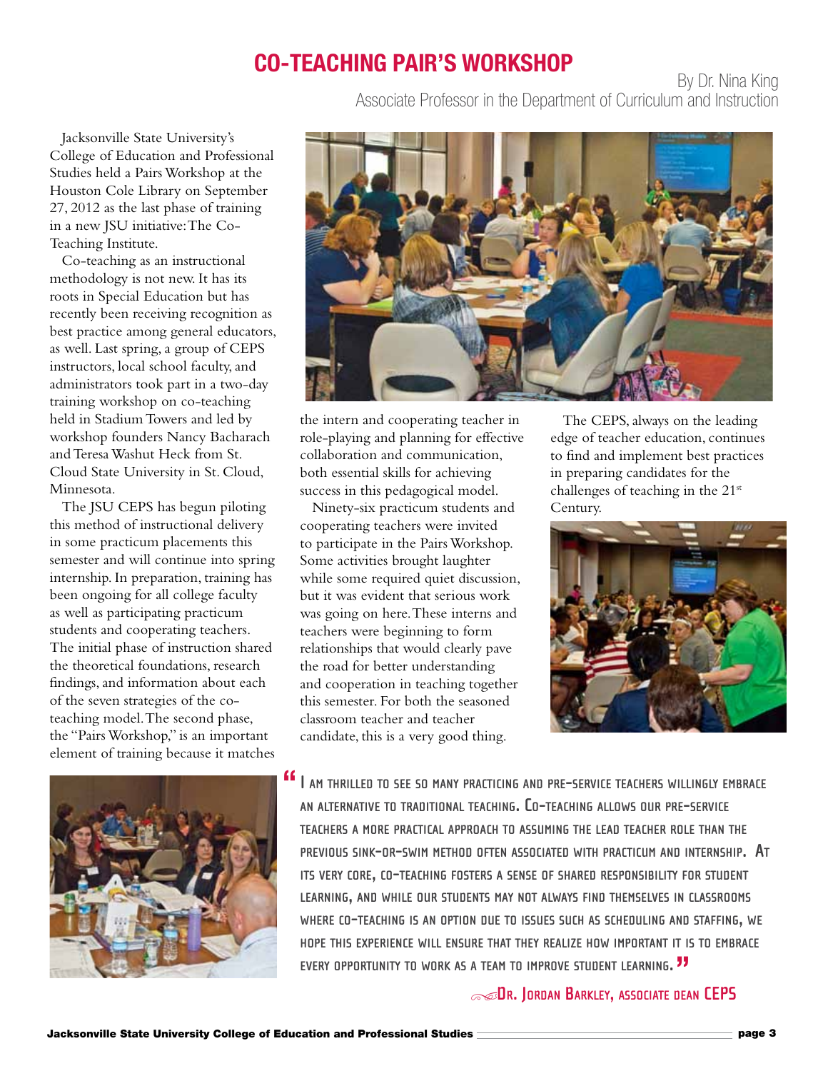# CO-TEACHING PAIR'S WORKSHOP

By Dr. Nina King
Associate Professor in the Department of Curriculum and Instruction

Jacksonville State University's College of Education and Professional Studies held a Pairs Workshop at the Houston Cole Library on September 27, 2012 as the last phase of training in a new JSU initiative: The Co-Teaching Institute.

Co-teaching as an instructional methodology is not new. It has its roots in Special Education but has recently been receiving recognition as best practice among general educators, as well. Last spring, a group of CEPS instructors, local school faculty, and administrators took part in a two-day training workshop on co-teaching held in Stadium Towers and led by workshop founders Nancy Bacharach and Teresa Washut Heck from St. Cloud State University in St. Cloud, Minnesota.

The JSU CEPS has begun piloting this method of instructional delivery in some practicum placements this semester and will continue into spring internship. In preparation, training has been ongoing for all college faculty as well as participating practicum students and cooperating teachers. The initial phase of instruction shared the theoretical foundations, research findings, and information about each of the seven strategies of the co-teaching model. The second phase, the "Pairs Workshop," is an important element of training because it matches the intern and cooperating teacher in role-playing and planning for effective collaboration and communication, both essential skills for achieving success in this pedagogical model.

Ninety-six practicum students and cooperating teachers were invited to participate in the Pairs Workshop. Some activities brought laughter while some required quiet discussion, but it was evident that serious work was going on here. These interns and teachers were beginning to form relationships that would clearly pave the road for better understanding and cooperation in teaching together this semester. For both the seasoned classroom teacher and teacher candidate, this is a very good thing.

The CEPS, always on the leading edge of teacher education, continues to find and implement best practices in preparing candidates for the challenges of teaching in the 21st Century.

> "I am thrilled to see so many practicing and pre-service teachers willingly embrace an alternative to traditional teaching. Co-teaching allows our pre-service teachers a more practical approach to assuming the lead teacher role than the previous sink-or-swim method often associated with practicum and internship. At its very core, co-teaching fosters a sense of shared responsibility for student learning, and while our students may not always find themselves in classrooms where co-teaching is an option due to issues such as scheduling and staffing, we hope this experience will ensure that they realize how important it is to embrace every opportunity to work as a team to improve student learning."
>
> — Dr. Jordan Barkley, Associate Dean CEPS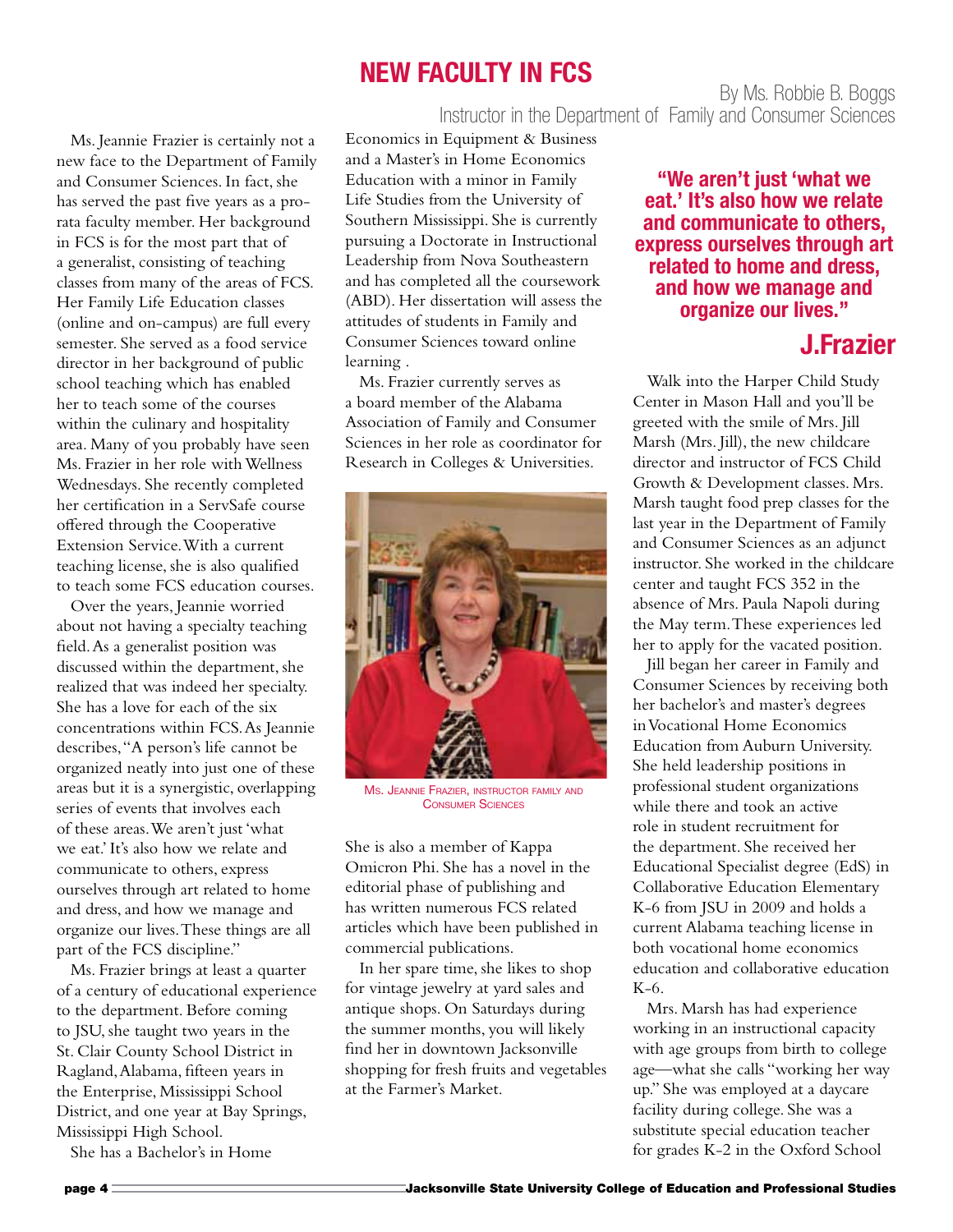# NEW FACULTY IN FCS

By Ms. Robbie B. Boggs
Instructor in the Department of Family and Consumer Sciences

Ms. Jeannie Frazier is certainly not a new face to the Department of Family and Consumer Sciences. In fact, she has served the past five years as a pro-rata faculty member. Her background in FCS is for the most part that of a generalist, consisting of teaching classes from many of the areas of FCS. Her Family Life Education classes (online and on-campus) are full every semester. She served as a food service director in her background of public school teaching which has enabled her to teach some of the courses within the culinary and hospitality area. Many of you probably have seen Ms. Frazier in her role with Wellness Wednesdays. She recently completed her certification in a ServSafe course offered through the Cooperative Extension Service. With a current teaching license, she is also qualified to teach some FCS education courses.

Over the years, Jeannie worried about not having a specialty teaching field. As a generalist position was discussed within the department, she realized that was indeed her specialty. She has a love for each of the six concentrations within FCS. As Jeannie describes, "A person's life cannot be organized neatly into just one of these areas but it is a synergistic, overlapping series of events that involves each of these areas. We aren't just 'what we eat.' It's also how we relate and communicate to others, express ourselves through art related to home and dress, and how we manage and organize our lives. These things are all part of the FCS discipline."

Ms. Frazier brings at least a quarter of a century of educational experience to the department. Before coming to JSU, she taught two years in the St. Clair County School District in Ragland, Alabama, fifteen years in the Enterprise, Mississippi School District, and one year at Bay Springs, Mississippi High School.

She has a Bachelor's in Home Economics in Equipment & Business and a Master's in Home Economics Education with a minor in Family Life Studies from the University of Southern Mississippi. She is currently pursuing a Doctorate in Instructional Leadership from Nova Southeastern and has completed all the coursework (ABD). Her dissertation will assess the attitudes of students in Family and Consumer Sciences toward online learning .

Ms. Frazier currently serves as a board member of the Alabama Association of Family and Consumer Sciences in her role as coordinator for Research in Colleges & Universities.

Ms. Jeannie Frazier, instructor family and Consumer Sciences

She is also a member of Kappa Omicron Phi. She has a novel in the editorial phase of publishing and has written numerous FCS related articles which have been published in commercial publications.

In her spare time, she likes to shop for vintage jewelry at yard sales and antique shops. On Saturdays during the summer months, you will likely find her in downtown Jacksonville shopping for fresh fruits and vegetables at the Farmer's Market.

**"We aren't just 'what we eat.' It's also how we relate and communicate to others, express ourselves through art related to home and dress, and how we manage and organize our lives."**

**J.Frazier**

Walk into the Harper Child Study Center in Mason Hall and you'll be greeted with the smile of Mrs. Jill Marsh (Mrs. Jill), the new childcare director and instructor of FCS Child Growth & Development classes. Mrs. Marsh taught food prep classes for the last year in the Department of Family and Consumer Sciences as an adjunct instructor. She worked in the childcare center and taught FCS 352 in the absence of Mrs. Paula Napoli during the May term. These experiences led her to apply for the vacated position.

Jill began her career in Family and Consumer Sciences by receiving both her bachelor's and master's degrees in Vocational Home Economics Education from Auburn University. She held leadership positions in professional student organizations while there and took an active role in student recruitment for the department. She received her Educational Specialist degree (EdS) in Collaborative Education Elementary K-6 from JSU in 2009 and holds a current Alabama teaching license in both vocational home economics education and collaborative education K-6.

Mrs. Marsh has had experience working in an instructional capacity with age groups from birth to college age—what she calls "working her way up." She was employed at a daycare facility during college. She was a substitute special education teacher for grades K-2 in the Oxford School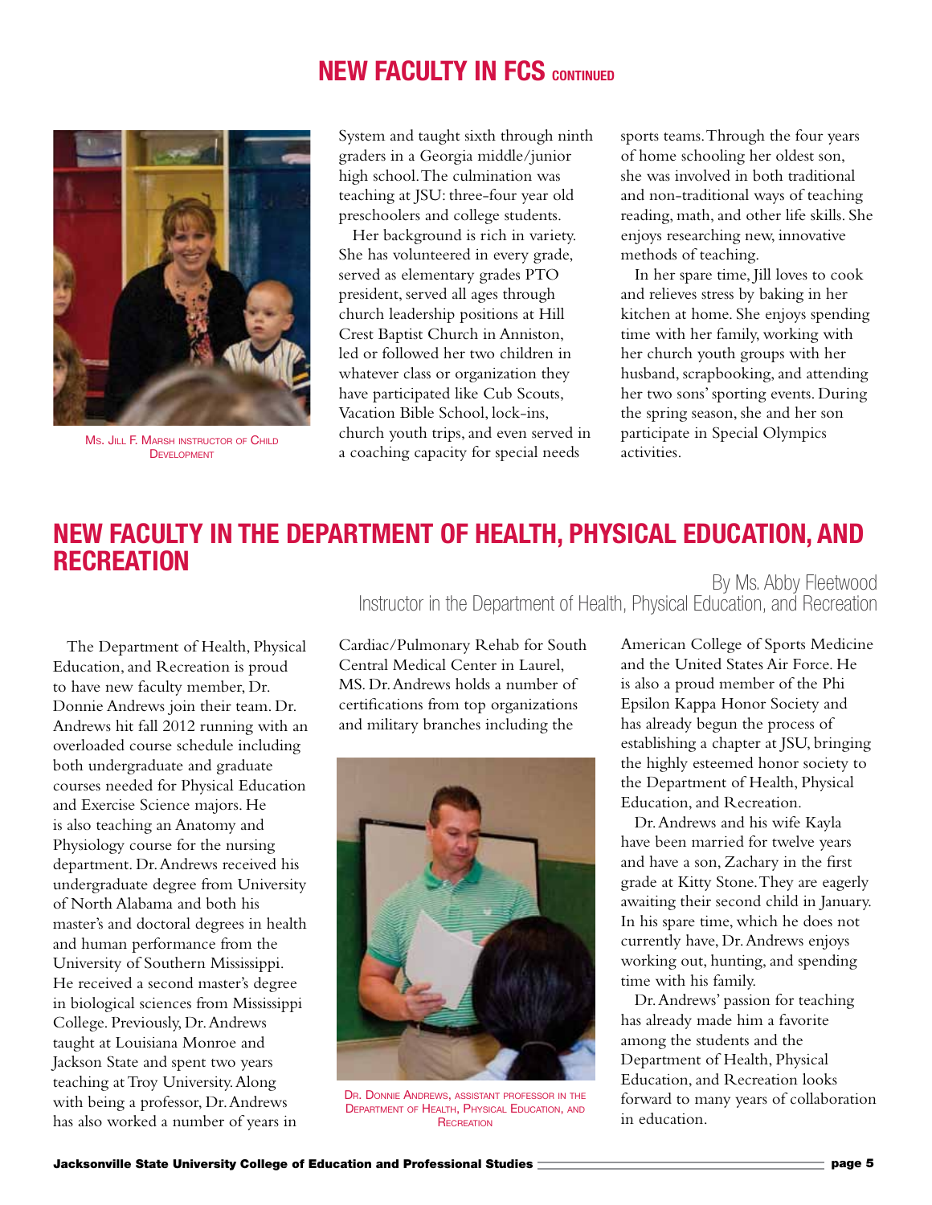## NEW FACULTY IN FCS CONTINUED

Ms. Jill F. Marsh instructor of Child Development

System and taught sixth through ninth graders in a Georgia middle/junior high school. The culmination was teaching at JSU: three-four year old preschoolers and college students.

Her background is rich in variety. She has volunteered in every grade, served as elementary grades PTO president, served all ages through church leadership positions at Hill Crest Baptist Church in Anniston, led or followed her two children in whatever class or organization they have participated like Cub Scouts, Vacation Bible School, lock-ins, church youth trips, and even served in a coaching capacity for special needs sports teams. Through the four years of home schooling her oldest son, she was involved in both traditional and non-traditional ways of teaching reading, math, and other life skills. She enjoys researching new, innovative methods of teaching.

In her spare time, Jill loves to cook and relieves stress by baking in her kitchen at home. She enjoys spending time with her family, working with her church youth groups with her husband, scrapbooking, and attending her two sons' sporting events. During the spring season, she and her son participate in Special Olympics activities.

## NEW FACULTY IN THE DEPARTMENT OF HEALTH, PHYSICAL EDUCATION, AND RECREATION

By Ms. Abby Fleetwood
Instructor in the Department of Health, Physical Education, and Recreation

The Department of Health, Physical Education, and Recreation is proud to have new faculty member, Dr. Donnie Andrews join their team. Dr. Andrews hit fall 2012 running with an overloaded course schedule including both undergraduate and graduate courses needed for Physical Education and Exercise Science majors. He is also teaching an Anatomy and Physiology course for the nursing department. Dr. Andrews received his undergraduate degree from University of North Alabama and both his master's and doctoral degrees in health and human performance from the University of Southern Mississippi. He received a second master's degree in biological sciences from Mississippi College. Previously, Dr. Andrews taught at Louisiana Monroe and Jackson State and spent two years teaching at Troy University. Along with being a professor, Dr. Andrews has also worked a number of years in Cardiac/Pulmonary Rehab for South Central Medical Center in Laurel, MS. Dr. Andrews holds a number of certifications from top organizations and military branches including the American College of Sports Medicine and the United States Air Force. He is also a proud member of the Phi Epsilon Kappa Honor Society and has already begun the process of establishing a chapter at JSU, bringing the highly esteemed honor society to the Department of Health, Physical Education, and Recreation.

Dr. Donnie Andrews, assistant professor in the Department of Health, Physical Education, and Recreation

Dr. Andrews and his wife Kayla have been married for twelve years and have a son, Zachary in the first grade at Kitty Stone. They are eagerly awaiting their second child in January. In his spare time, which he does not currently have, Dr. Andrews enjoys working out, hunting, and spending time with his family.

Dr. Andrews' passion for teaching has already made him a favorite among the students and the Department of Health, Physical Education, and Recreation looks forward to many years of collaboration in education.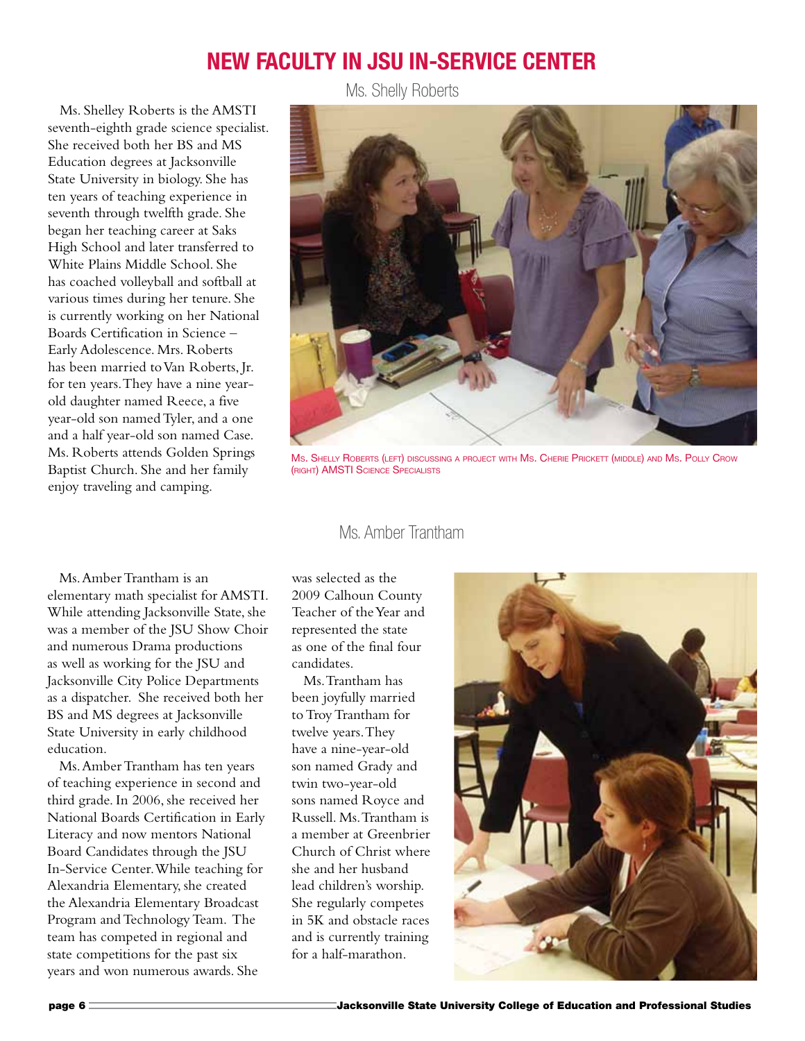# NEW FACULTY IN JSU IN-SERVICE CENTER

## Ms. Shelly Roberts

Ms. Shelley Roberts is the AMSTI seventh-eighth grade science specialist. She received both her BS and MS Education degrees at Jacksonville State University in biology. She has ten years of teaching experience in seventh through twelfth grade. She began her teaching career at Saks High School and later transferred to White Plains Middle School. She has coached volleyball and softball at various times during her tenure. She is currently working on her National Boards Certification in Science – Early Adolescence. Mrs. Roberts has been married to Van Roberts, Jr. for ten years. They have a nine year-old daughter named Reece, a five year-old son named Tyler, and a one and a half year-old son named Case. Ms. Roberts attends Golden Springs Baptist Church. She and her family enjoy traveling and camping.

Ms. Shelly Roberts (left) discussing a project with Ms. Cherie Prickett (middle) and Ms. Polly Crow (right) AMSTI Science Specialists

## Ms. Amber Trantham

Ms. Amber Trantham is an elementary math specialist for AMSTI. While attending Jacksonville State, she was a member of the JSU Show Choir and numerous Drama productions as well as working for the JSU and Jacksonville City Police Departments as a dispatcher. She received both her BS and MS degrees at Jacksonville State University in early childhood education.

Ms. Amber Trantham has ten years of teaching experience in second and third grade. In 2006, she received her National Boards Certification in Early Literacy and now mentors National Board Candidates through the JSU In-Service Center. While teaching for Alexandria Elementary, she created the Alexandria Elementary Broadcast Program and Technology Team. The team has competed in regional and state competitions for the past six years and won numerous awards. She was selected as the 2009 Calhoun County Teacher of the Year and represented the state as one of the final four candidates.

Ms. Trantham has been joyfully married to Troy Trantham for twelve years. They have a nine-year-old son named Grady and twin two-year-old sons named Royce and Russell. Ms. Trantham is a member at Greenbrier Church of Christ where she and her husband lead children's worship. She regularly competes in 5K and obstacle races and is currently training for a half-marathon.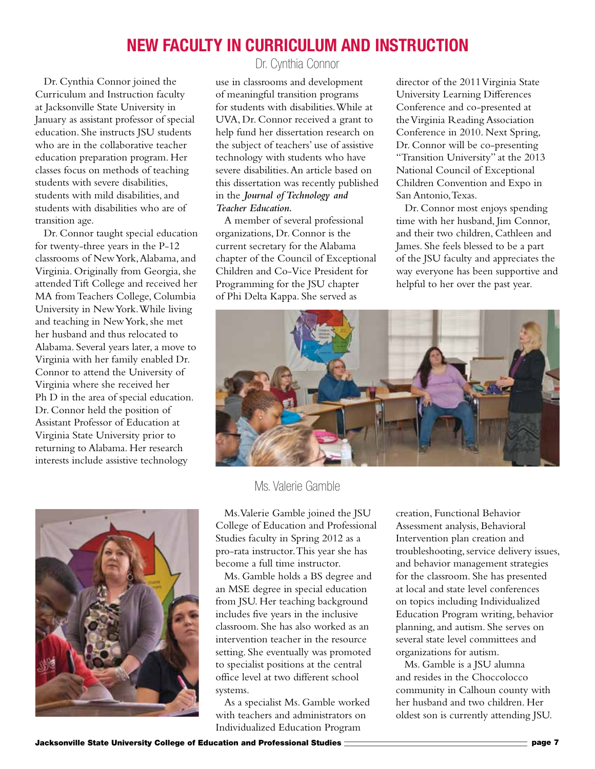# NEW FACULTY IN CURRICULUM AND INSTRUCTION

## Dr. Cynthia Connor

Dr. Cynthia Connor joined the Curriculum and Instruction faculty at Jacksonville State University in January as assistant professor of special education. She instructs JSU students who are in the collaborative teacher education preparation program. Her classes focus on methods of teaching students with severe disabilities, students with mild disabilities, and students with disabilities who are of transition age.

Dr. Connor taught special education for twenty-three years in the P-12 classrooms of New York, Alabama, and Virginia. Originally from Georgia, she attended Tift College and received her MA from Teachers College, Columbia University in New York. While living and teaching in New York, she met her husband and thus relocated to Alabama. Several years later, a move to Virginia with her family enabled Dr. Connor to attend the University of Virginia where she received her Ph D in the area of special education. Dr. Connor held the position of Assistant Professor of Education at Virginia State University prior to returning to Alabama. Her research interests include assistive technology use in classrooms and development of meaningful transition programs for students with disabilities. While at UVA, Dr. Connor received a grant to help fund her dissertation research on the subject of teachers' use of assistive technology with students who have severe disabilities. An article based on this dissertation was recently published in the ***Journal of Technology and Teacher Education.***

A member of several professional organizations, Dr. Connor is the current secretary for the Alabama chapter of the Council of Exceptional Children and Co-Vice President for Programming for the JSU chapter of Phi Delta Kappa. She served as director of the 2011 Virginia State University Learning Differences Conference and co-presented at the Virginia Reading Association Conference in 2010. Next Spring, Dr. Connor will be co-presenting "Transition University" at the 2013 National Council of Exceptional Children Convention and Expo in San Antonio, Texas.

Dr. Connor most enjoys spending time with her husband, Jim Connor, and their two children, Cathleen and James. She feels blessed to be a part of the JSU faculty and appreciates the way everyone has been supportive and helpful to her over the past year.

## Ms. Valerie Gamble

Ms. Valerie Gamble joined the JSU College of Education and Professional Studies faculty in Spring 2012 as a pro-rata instructor. This year she has become a full time instructor.

Ms. Gamble holds a BS degree and an MSE degree in special education from JSU. Her teaching background includes five years in the inclusive classroom. She has also worked as an intervention teacher in the resource setting. She eventually was promoted to specialist positions at the central office level at two different school systems.

As a specialist Ms. Gamble worked with teachers and administrators on Individualized Education Program creation, Functional Behavior Assessment analysis, Behavioral Intervention plan creation and troubleshooting, service delivery issues, and behavior management strategies for the classroom. She has presented at local and state level conferences on topics including Individualized Education Program writing, behavior planning, and autism. She serves on several state level committees and organizations for autism.

Ms. Gamble is a JSU alumna and resides in the Choccolocco community in Calhoun county with her husband and two children. Her oldest son is currently attending JSU.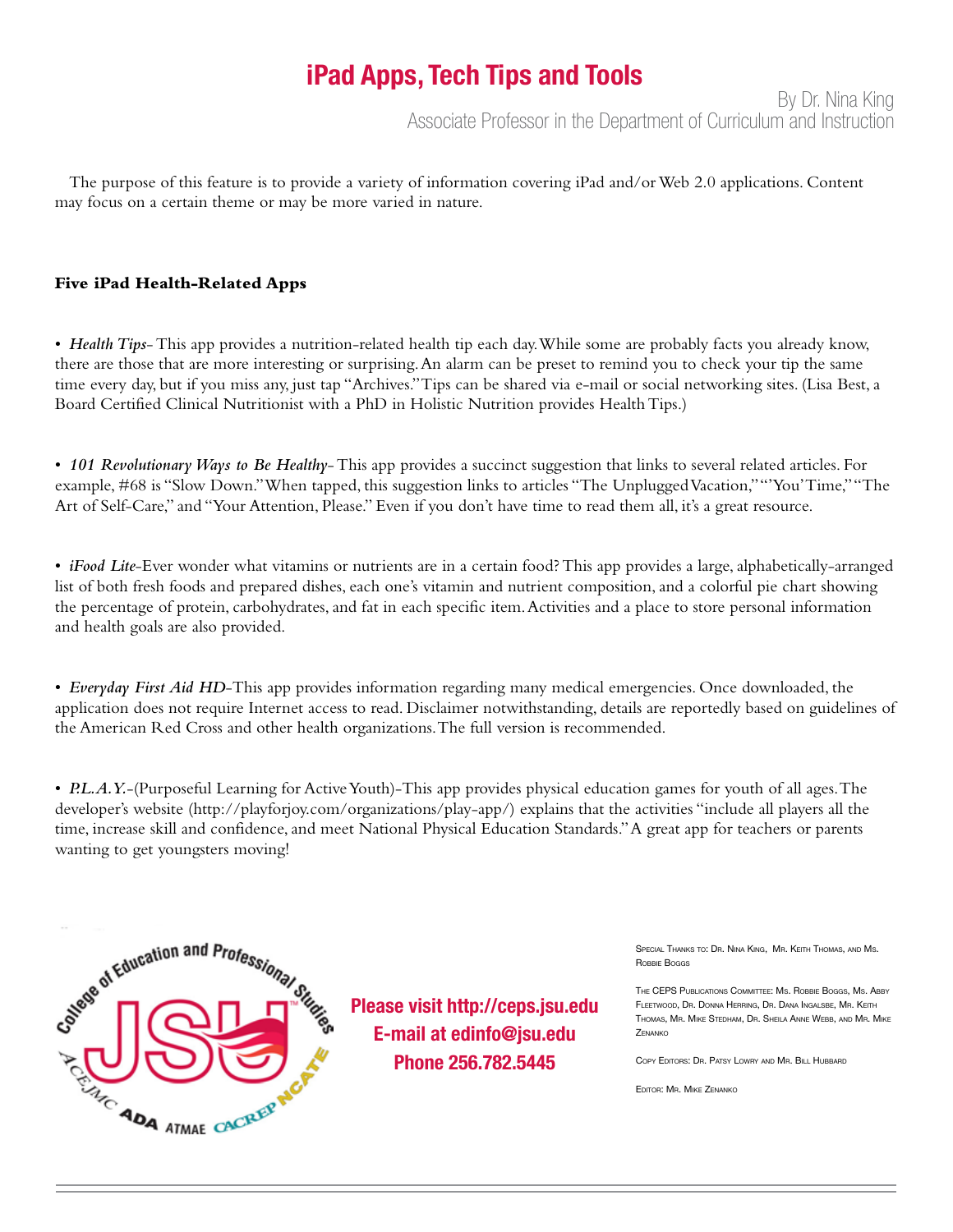# iPad Apps, Tech Tips and Tools

By Dr. Nina King
Associate Professor in the Department of Curriculum and Instruction

The purpose of this feature is to provide a variety of information covering iPad and/or Web 2.0 applications. Content may focus on a certain theme or may be more varied in nature.

### Five iPad Health-Related Apps

• *Health Tips*- This app provides a nutrition-related health tip each day. While some are probably facts you already know, there are those that are more interesting or surprising. An alarm can be preset to remind you to check your tip the same time every day, but if you miss any, just tap "Archives." Tips can be shared via e-mail or social networking sites. (Lisa Best, a Board Certified Clinical Nutritionist with a PhD in Holistic Nutrition provides Health Tips.)

• *101 Revolutionary Ways to Be Healthy*- This app provides a succinct suggestion that links to several related articles. For example, #68 is "Slow Down." When tapped, this suggestion links to articles "The Unplugged Vacation," "'You' Time," "The Art of Self-Care," and "Your Attention, Please." Even if you don't have time to read them all, it's a great resource.

• *iFood Lite*-Ever wonder what vitamins or nutrients are in a certain food? This app provides a large, alphabetically-arranged list of both fresh foods and prepared dishes, each one's vitamin and nutrient composition, and a colorful pie chart showing the percentage of protein, carbohydrates, and fat in each specific item. Activities and a place to store personal information and health goals are also provided.

• *Everyday First Aid HD*-This app provides information regarding many medical emergencies. Once downloaded, the application does not require Internet access to read. Disclaimer notwithstanding, details are reportedly based on guidelines of the American Red Cross and other health organizations. The full version is recommended.

• *P.L.A.Y.*-(Purposeful Learning for Active Youth)-This app provides physical education games for youth of all ages. The developer's website (http://playforjoy.com/organizations/play-app/) explains that the activities "include all players all the time, increase skill and confidence, and meet National Physical Education Standards." A great app for teachers or parents wanting to get youngsters moving!

College of Education and Professional Studies JSU

ACEJMC ADA ATMAE CACREP NCATE

**Please visit http://ceps.jsu.edu**
**E-mail at edinfo@jsu.edu**
**Phone 256.782.5445**

Special Thanks to: Dr. Nina King, Mr. Keith Thomas, and Ms. Robbie Boggs

The CEPS Publications Committee: Ms. Robbie Boggs, Ms. Abby Fleetwood, Dr. Donna Herring, Dr. Dana Ingalsbe, Mr. Keith Thomas, Mr. Mike Stedham, Dr. Sheila Anne Webb, and Mr. Mike Zenanko

Copy Editors: Dr. Patsy Lowry and Mr. Bill Hubbard

Editor: Mr. Mike Zenanko